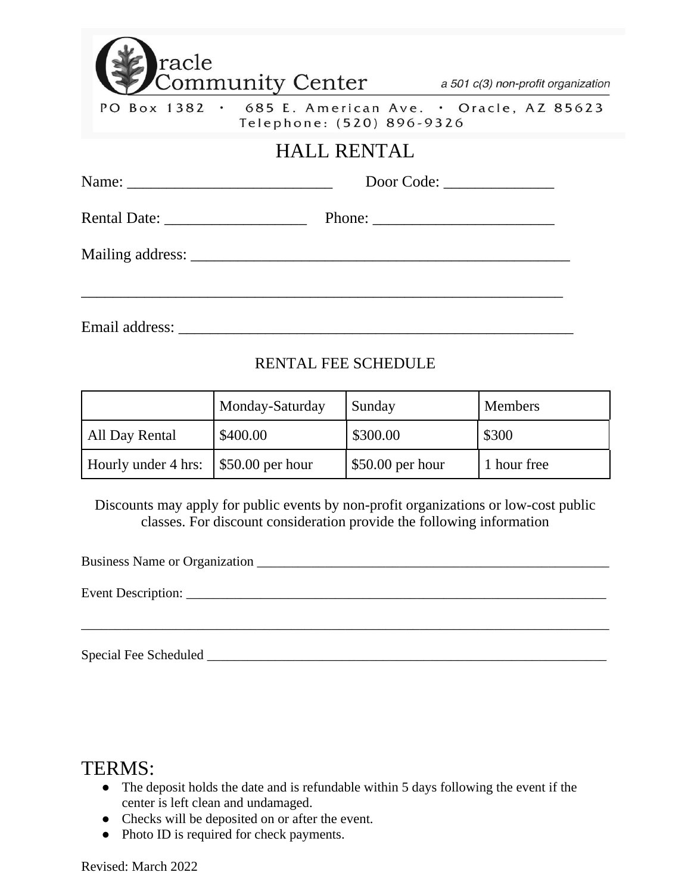Oracle Community Center

*a 501 c(3) non-profit organization*

PO Box 1382 • 685 E. American Ave. • Oracle, AZ 85623
Telephone: (520) 896-9326

# HALL RENTAL

Name: ___________________________ Door Code: ______________

Rental Date: __________________ Phone: ________________________

Mailing address: __________________________________________________

_________________________________________________________________

Email address: ____________________________________________________

## RENTAL FEE SCHEDULE

| | Monday-Saturday | Sunday | Members |
|---|---|---|---|
| All Day Rental | $400.00 | $300.00 | $300 |
| Hourly under 4 hrs: | $50.00 per hour | $50.00 per hour | 1 hour free |

Discounts may apply for public events by non-profit organizations or low-cost public classes. For discount consideration provide the following information

Business Name or Organization _____________________________________________________

Event Description: _____________________________________________________________

_____________________________________________________________________________

Special Fee Scheduled __________________________________________________________

## TERMS:

- The deposit holds the date and is refundable within 5 days following the event if the center is left clean and undamaged.
- Checks will be deposited on or after the event.
- Photo ID is required for check payments.

Revised: March 2022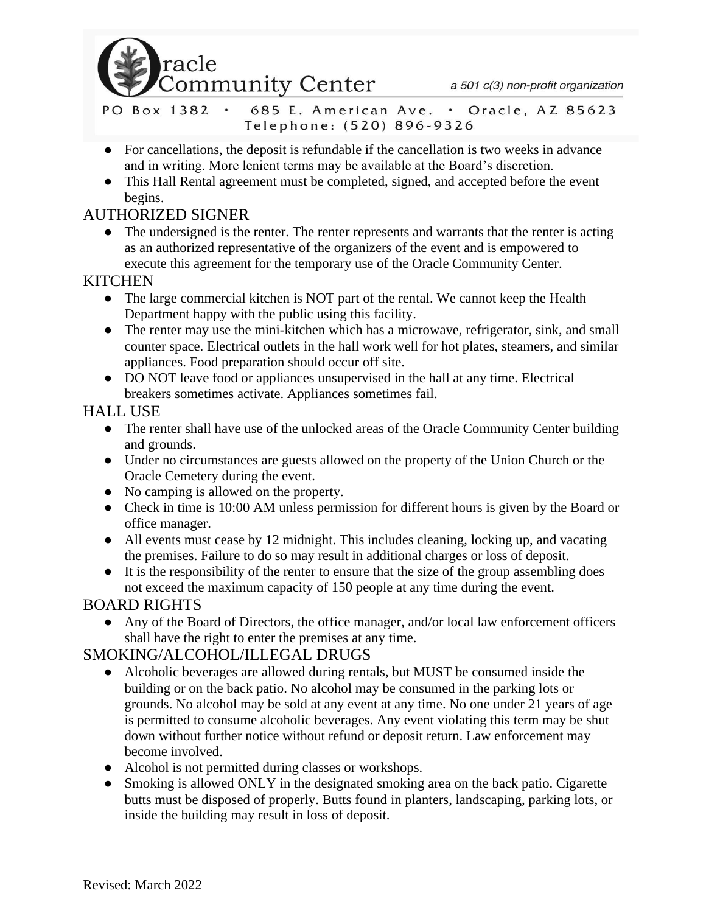- For cancellations, the deposit is refundable if the cancellation is two weeks in advance and in writing. More lenient terms may be available at the Board's discretion.
- This Hall Rental agreement must be completed, signed, and accepted before the event begins.

## AUTHORIZED SIGNER

- The undersigned is the renter. The renter represents and warrants that the renter is acting as an authorized representative of the organizers of the event and is empowered to execute this agreement for the temporary use of the Oracle Community Center.

## KITCHEN

- The large commercial kitchen is NOT part of the rental. We cannot keep the Health Department happy with the public using this facility.
- The renter may use the mini-kitchen which has a microwave, refrigerator, sink, and small counter space. Electrical outlets in the hall work well for hot plates, steamers, and similar appliances. Food preparation should occur off site.
- DO NOT leave food or appliances unsupervised in the hall at any time. Electrical breakers sometimes activate. Appliances sometimes fail.

## HALL USE

- The renter shall have use of the unlocked areas of the Oracle Community Center building and grounds.
- Under no circumstances are guests allowed on the property of the Union Church or the Oracle Cemetery during the event.
- No camping is allowed on the property.
- Check in time is 10:00 AM unless permission for different hours is given by the Board or office manager.
- All events must cease by 12 midnight. This includes cleaning, locking up, and vacating the premises. Failure to do so may result in additional charges or loss of deposit.
- It is the responsibility of the renter to ensure that the size of the group assembling does not exceed the maximum capacity of 150 people at any time during the event.

## BOARD RIGHTS

- Any of the Board of Directors, the office manager, and/or local law enforcement officers shall have the right to enter the premises at any time.

## SMOKING/ALCOHOL/ILLEGAL DRUGS

- Alcoholic beverages are allowed during rentals, but MUST be consumed inside the building or on the back patio. No alcohol may be consumed in the parking lots or grounds. No alcohol may be sold at any event at any time. No one under 21 years of age is permitted to consume alcoholic beverages. Any event violating this term may be shut down without further notice without refund or deposit return. Law enforcement may become involved.
- Alcohol is not permitted during classes or workshops.
- Smoking is allowed ONLY in the designated smoking area on the back patio. Cigarette butts must be disposed of properly. Butts found in planters, landscaping, parking lots, or inside the building may result in loss of deposit.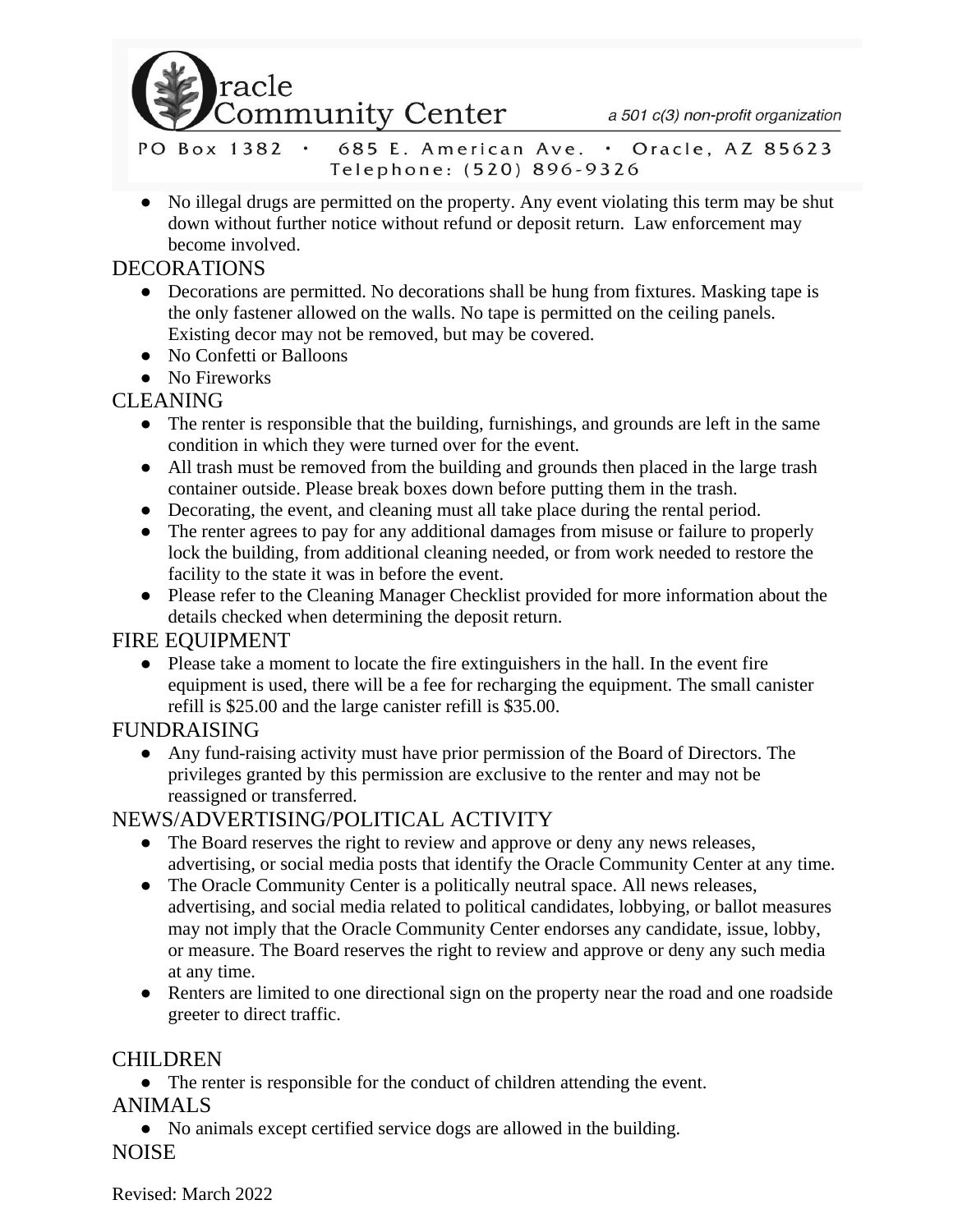- No illegal drugs are permitted on the property. Any event violating this term may be shut down without further notice without refund or deposit return. Law enforcement may become involved.

## DECORATIONS

- Decorations are permitted. No decorations shall be hung from fixtures. Masking tape is the only fastener allowed on the walls. No tape is permitted on the ceiling panels. Existing decor may not be removed, but may be covered.
- No Confetti or Balloons
- No Fireworks

## CLEANING

- The renter is responsible that the building, furnishings, and grounds are left in the same condition in which they were turned over for the event.
- All trash must be removed from the building and grounds then placed in the large trash container outside. Please break boxes down before putting them in the trash.
- Decorating, the event, and cleaning must all take place during the rental period.
- The renter agrees to pay for any additional damages from misuse or failure to properly lock the building, from additional cleaning needed, or from work needed to restore the facility to the state it was in before the event.
- Please refer to the Cleaning Manager Checklist provided for more information about the details checked when determining the deposit return.

## FIRE EQUIPMENT

- Please take a moment to locate the fire extinguishers in the hall. In the event fire equipment is used, there will be a fee for recharging the equipment. The small canister refill is $25.00 and the large canister refill is $35.00.

## FUNDRAISING

- Any fund-raising activity must have prior permission of the Board of Directors. The privileges granted by this permission are exclusive to the renter and may not be reassigned or transferred.

## NEWS/ADVERTISING/POLITICAL ACTIVITY

- The Board reserves the right to review and approve or deny any news releases, advertising, or social media posts that identify the Oracle Community Center at any time.
- The Oracle Community Center is a politically neutral space. All news releases, advertising, and social media related to political candidates, lobbying, or ballot measures may not imply that the Oracle Community Center endorses any candidate, issue, lobby, or measure. The Board reserves the right to review and approve or deny any such media at any time.
- Renters are limited to one directional sign on the property near the road and one roadside greeter to direct traffic.

## CHILDREN

- The renter is responsible for the conduct of children attending the event.

## ANIMALS

- No animals except certified service dogs are allowed in the building.

## NOISE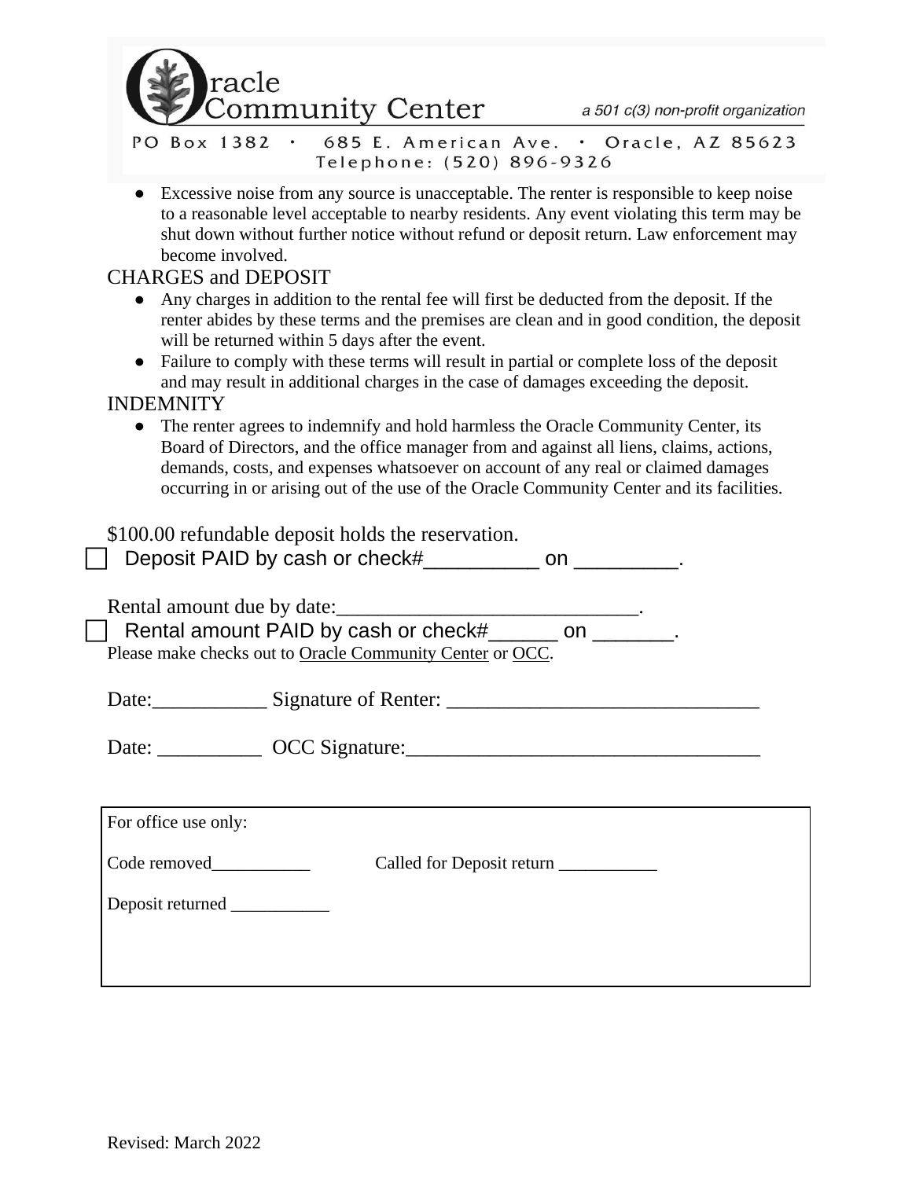- Excessive noise from any source is unacceptable. The renter is responsible to keep noise to a reasonable level acceptable to nearby residents. Any event violating this term may be shut down without further notice without refund or deposit return. Law enforcement may become involved.

CHARGES and DEPOSIT

- Any charges in addition to the rental fee will first be deducted from the deposit. If the renter abides by these terms and the premises are clean and in good condition, the deposit will be returned within 5 days after the event.
- Failure to comply with these terms will result in partial or complete loss of the deposit and may result in additional charges in the case of damages exceeding the deposit.

INDEMNITY

- The renter agrees to indemnify and hold harmless the Oracle Community Center, its Board of Directors, and the office manager from and against all liens, claims, actions, demands, costs, and expenses whatsoever on account of any real or claimed damages occurring in or arising out of the use of the Oracle Community Center and its facilities.

$100.00 refundable deposit holds the reservation.

☐ Deposit PAID by cash or check#__________ on _________.

Rental amount due by date:____________________________.

☐ Rental amount PAID by cash or check#______ on _______.

Please make checks out to Oracle Community Center or OCC.

Date:___________ Signature of Renter: ______________________________

Date: __________ OCC Signature:__________________________________

For office use only:

Code removed___________ Called for Deposit return ___________

Deposit returned ___________

Revised: March 2022